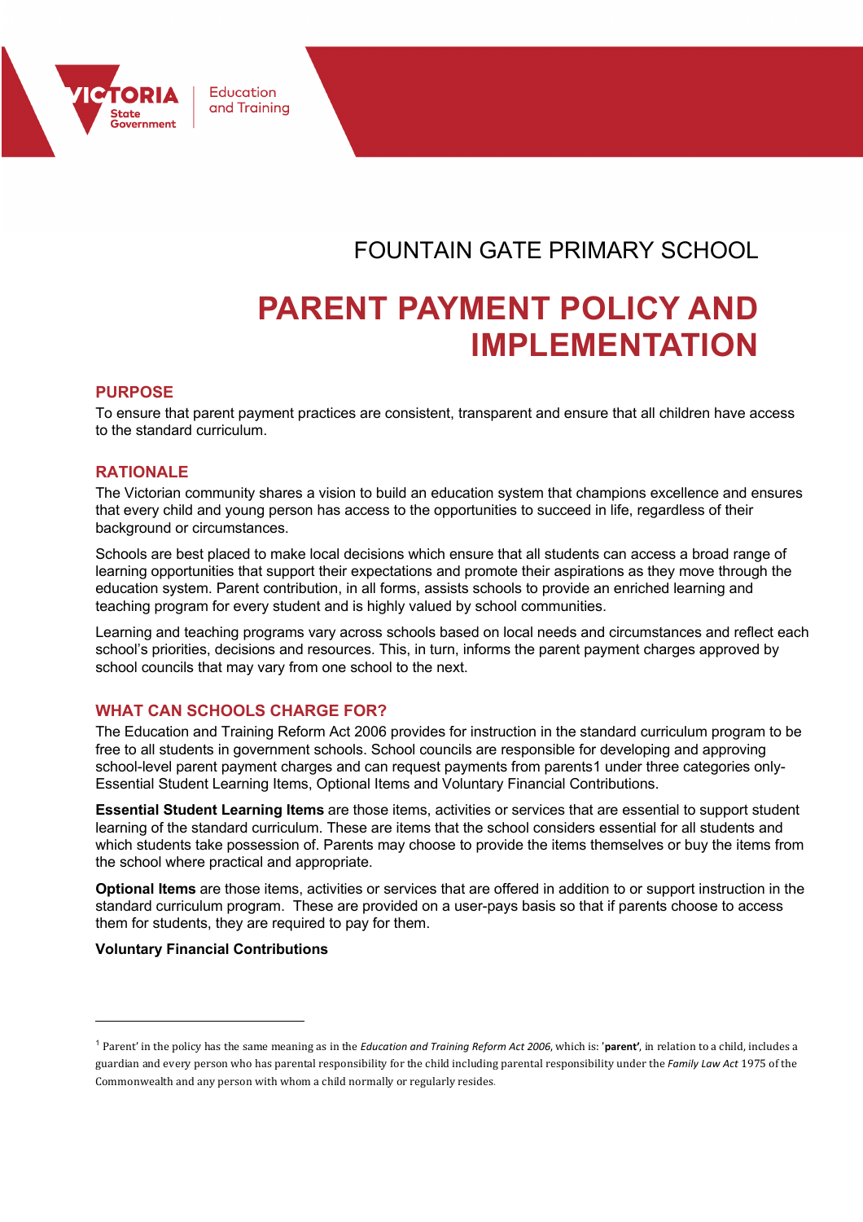# FOUNTAIN GATE PRIMARY SCHOOL

# PARENT PAYMENT POLICY AND IMPLEMENTATION

## PURPOSE

To ensure that parent payment practices are consistent, transparent and ensure that all children have access to the standard curriculum.

## RATIONALE

The Victorian community shares a vision to build an education system that champions excellence and ensures that every child and young person has access to the opportunities to succeed in life, regardless of their background or circumstances.

Schools are best placed to make local decisions which ensure that all students can access a broad range of learning opportunities that support their expectations and promote their aspirations as they move through the education system. Parent contribution, in all forms, assists schools to provide an enriched learning and teaching program for every student and is highly valued by school communities.

Learning and teaching programs vary across schools based on local needs and circumstances and reflect each school's priorities, decisions and resources. This, in turn, informs the parent payment charges approved by school councils that may vary from one school to the next.

## WHAT CAN SCHOOLS CHARGE FOR?

The Education and Training Reform Act 2006 provides for instruction in the standard curriculum program to be free to all students in government schools. School councils are responsible for developing and approving school-level parent payment charges and can request payments from parents[1] under three categories only- Essential Student Learning Items, Optional Items and Voluntary Financial Contributions.

**Essential Student Learning Items** are those items, activities or services that are essential to support student learning of the standard curriculum. These are items that the school considers essential for all students and which students take possession of. Parents may choose to provide the items themselves or buy the items from the school where practical and appropriate.

**Optional Items** are those items, activities or services that are offered in addition to or support instruction in the standard curriculum program. These are provided on a user-pays basis so that if parents choose to access them for students, they are required to pay for them.

**Voluntary Financial Contributions**

---

[1] Parent' in the policy has the same meaning as in the *Education and Training Reform Act 2006*, which is: '**parent'**, in relation to a child, includes a guardian and every person who has parental responsibility for the child including parental responsibility under the *Family Law Act* 1975 of the Commonwealth and any person with whom a child normally or regularly resides.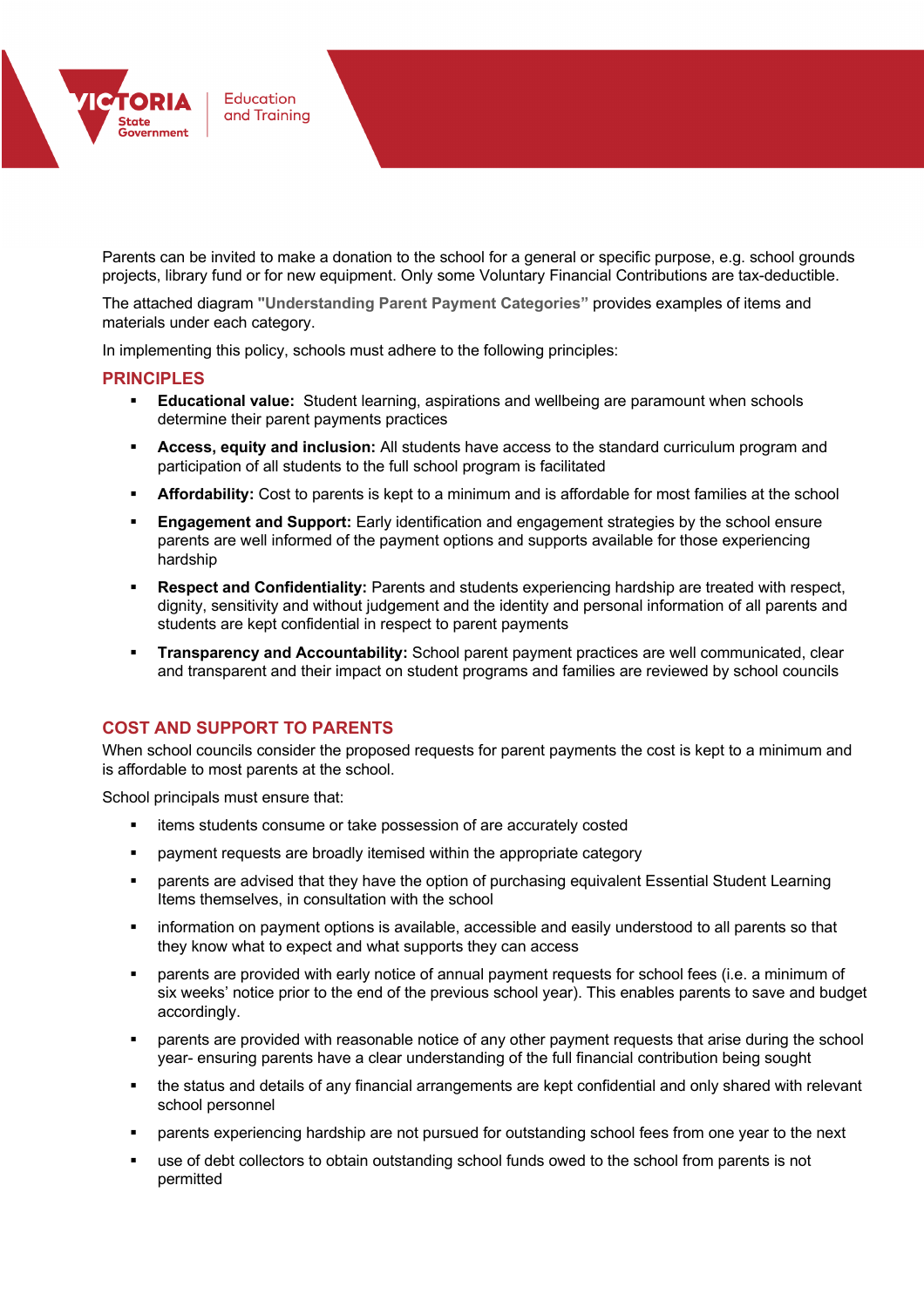Parents can be invited to make a donation to the school for a general or specific purpose, e.g. school grounds projects, library fund or for new equipment. Only some Voluntary Financial Contributions are tax-deductible.

The attached diagram **"Understanding Parent Payment Categories"** provides examples of items and materials under each category.

In implementing this policy, schools must adhere to the following principles:

## PRINCIPLES

- **Educational value:** Student learning, aspirations and wellbeing are paramount when schools determine their parent payments practices
- **Access, equity and inclusion:** All students have access to the standard curriculum program and participation of all students to the full school program is facilitated
- **Affordability:** Cost to parents is kept to a minimum and is affordable for most families at the school
- **Engagement and Support:** Early identification and engagement strategies by the school ensure parents are well informed of the payment options and supports available for those experiencing hardship
- **Respect and Confidentiality:** Parents and students experiencing hardship are treated with respect, dignity, sensitivity and without judgement and the identity and personal information of all parents and students are kept confidential in respect to parent payments
- **Transparency and Accountability:** School parent payment practices are well communicated, clear and transparent and their impact on student programs and families are reviewed by school councils

## COST AND SUPPORT TO PARENTS

When school councils consider the proposed requests for parent payments the cost is kept to a minimum and is affordable to most parents at the school.

School principals must ensure that:

- items students consume or take possession of are accurately costed
- payment requests are broadly itemised within the appropriate category
- parents are advised that they have the option of purchasing equivalent Essential Student Learning Items themselves, in consultation with the school
- information on payment options is available, accessible and easily understood to all parents so that they know what to expect and what supports they can access
- parents are provided with early notice of annual payment requests for school fees (i.e. a minimum of six weeks' notice prior to the end of the previous school year). This enables parents to save and budget accordingly.
- parents are provided with reasonable notice of any other payment requests that arise during the school year- ensuring parents have a clear understanding of the full financial contribution being sought
- the status and details of any financial arrangements are kept confidential and only shared with relevant school personnel
- parents experiencing hardship are not pursued for outstanding school fees from one year to the next
- use of debt collectors to obtain outstanding school funds owed to the school from parents is not permitted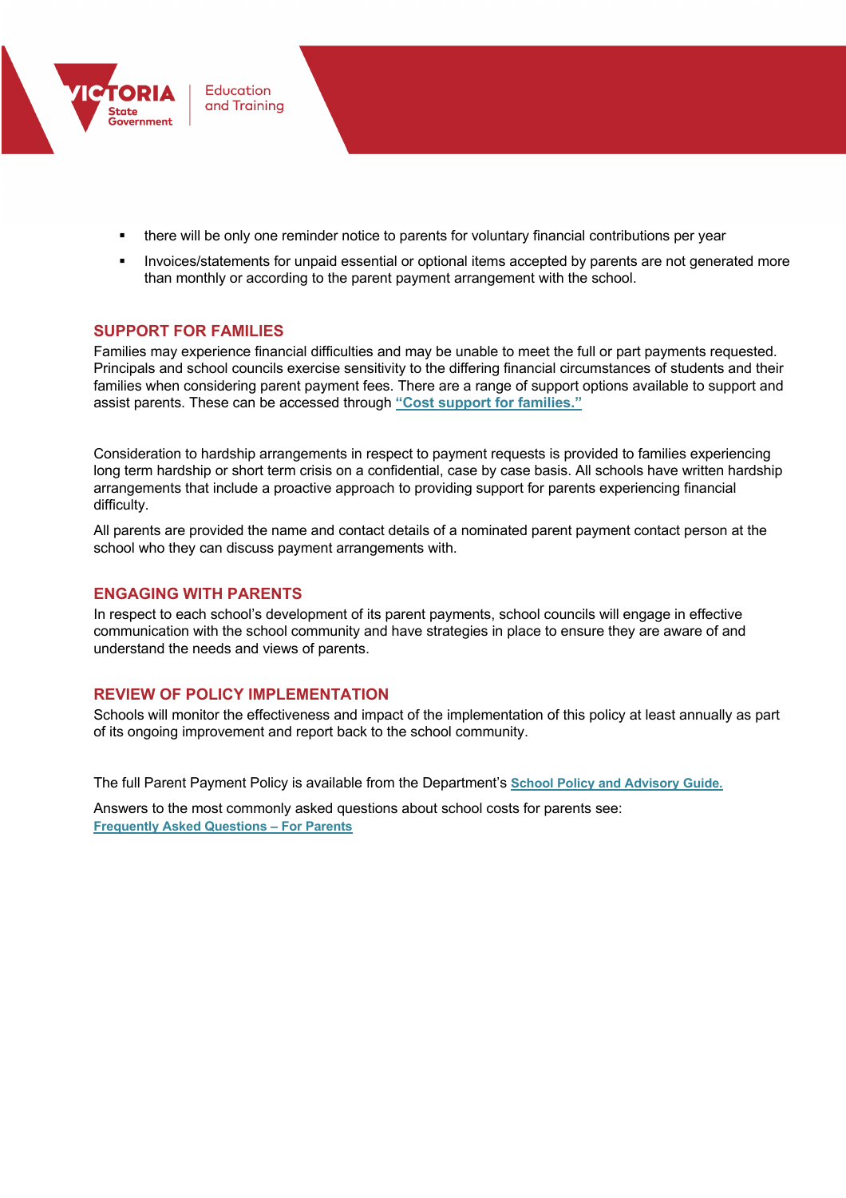- there will be only one reminder notice to parents for voluntary financial contributions per year
- Invoices/statements for unpaid essential or optional items accepted by parents are not generated more than monthly or according to the parent payment arrangement with the school.

## SUPPORT FOR FAMILIES

Families may experience financial difficulties and may be unable to meet the full or part payments requested. Principals and school councils exercise sensitivity to the differing financial circumstances of students and their families when considering parent payment fees. There are a range of support options available to support and assist parents. These can be accessed through **"Cost support for families."**

Consideration to hardship arrangements in respect to payment requests is provided to families experiencing long term hardship or short term crisis on a confidential, case by case basis. All schools have written hardship arrangements that include a proactive approach to providing support for parents experiencing financial difficulty.

All parents are provided the name and contact details of a nominated parent payment contact person at the school who they can discuss payment arrangements with.

## ENGAGING WITH PARENTS

In respect to each school's development of its parent payments, school councils will engage in effective communication with the school community and have strategies in place to ensure they are aware of and understand the needs and views of parents.

## REVIEW OF POLICY IMPLEMENTATION

Schools will monitor the effectiveness and impact of the implementation of this policy at least annually as part of its ongoing improvement and report back to the school community.

The full Parent Payment Policy is available from the Department's **School Policy and Advisory Guide.**

Answers to the most commonly asked questions about school costs for parents see:
**Frequently Asked Questions – For Parents**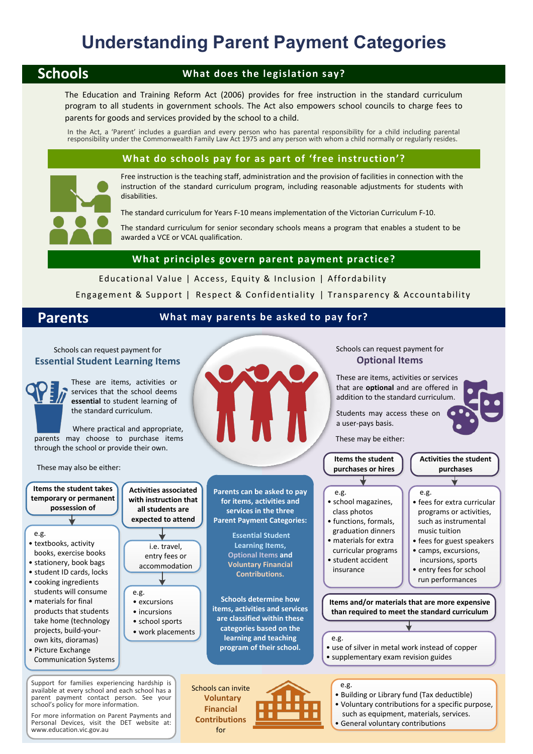# Understanding Parent Payment Categories

## Schools

### What does the legislation say?

The Education and Training Reform Act (2006) provides for free instruction in the standard curriculum program to all students in government schools. The Act also empowers school councils to charge fees to parents for goods and services provided by the school to a child.

In the Act, a 'Parent' includes a guardian and every person who has parental responsibility for a child including parental responsibility under the Commonwealth Family Law Act 1975 and any person with whom a child normally or regularly resides.

### What do schools pay for as part of 'free instruction'?

Free instruction is the teaching staff, administration and the provision of facilities in connection with the instruction of the standard curriculum program, including reasonable adjustments for students with disabilities.

The standard curriculum for Years F-10 means implementation of the Victorian Curriculum F-10.

The standard curriculum for senior secondary schools means a program that enables a student to be awarded a VCE or VCAL qualification.

### What principles govern parent payment practice?

Educational Value | Access, Equity & Inclusion | Affordability

Engagement & Support | Respect & Confidentiality | Transparency & Accountability

## Parents

### What may parents be asked to pay for?

Parents can be asked to pay for items, activities and services in the three Parent Payment Categories:

**Essential Student Learning Items, Optional Items and Voluntary Financial Contributions.**

Schools determine how items, activities and services are classified within these categories based on the learning and teaching program of their school.

#### Schools can request payment for Essential Student Learning Items

These are items, activities or services that the school deems **essential** to student learning of the standard curriculum.

Where practical and appropriate, parents may choose to purchase items through the school or provide their own.

These may also be either:

**Items the student takes temporary or permanent possession of**

e.g.
- textbooks, activity books, exercise books
- stationery, book bags
- student ID cards, locks
- cooking ingredients students will consume
- materials for final products that students take home (technology projects, build-your-own kits, dioramas)
- Picture Exchange Communication Systems

**Activities associated with instruction that all students are expected to attend**

i.e. travel, entry fees or accommodation

e.g.
- excursions
- incursions
- school sports
- work placements

#### Schools can request payment for Optional Items

These are items, activities or services that are **optional** and are offered in addition to the standard curriculum.

Students may access these on a user-pays basis.

These may be either:

**Items the student purchases or hires**

e.g.
- school magazines, class photos
- functions, formals, graduation dinners
- materials for extra curricular programs
- student accident insurance

**Activities the student purchases**

e.g.
- fees for extra curricular programs or activities, such as instrumental music tuition
- fees for guest speakers
- camps, excursions, incursions, sports
- entry fees for school run performances

**Items and/or materials that are more expensive than required to meet the standard curriculum**

e.g.
- use of silver in metal work instead of copper
- supplementary exam revision guides

#### Schools can invite Voluntary Financial Contributions for

e.g.
- Building or Library fund (Tax deductible)
- Voluntary contributions for a specific purpose, such as equipment, materials, services.
- General voluntary contributions

Support for families experiencing hardship is available at every school and each school has a parent payment contact person. See your school's policy for more information.

For more information on Parent Payments and Personal Devices, visit the DET website at: www.education.vic.gov.au